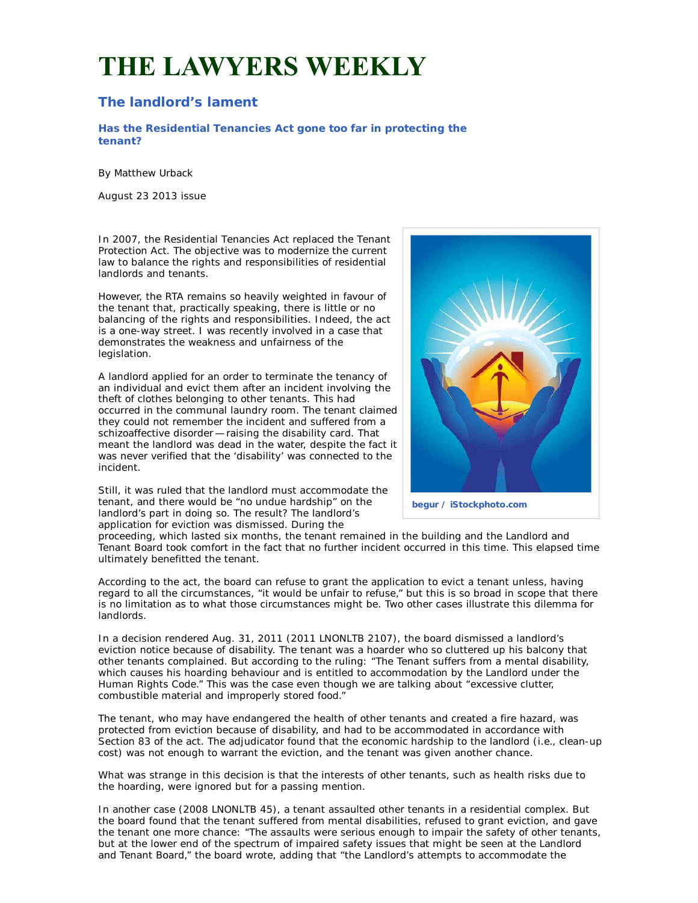# THE LAWYERS WEEKLY

## The landlord's lament

### Has the Residential Tenancies Act gone too far in protecting the tenant?

By Matthew Urback

August 23 2013 issue

In 2007, the Residential Tenancies Act replaced the Tenant Protection Act. The objective was to modernize the current law to balance the rights and responsibilities of residential landlords and tenants.

However, the RTA remains so heavily weighted in favour of the tenant that, practically speaking, there is little or no balancing of the rights and responsibilities. Indeed, the act is a one-way street. I was recently involved in a case that demonstrates the weakness and unfairness of the legislation.

A landlord applied for an order to terminate the tenancy of an individual and evict them after an incident involving the theft of clothes belonging to other tenants. This had occurred in the communal laundry room. The tenant claimed they could not remember the incident and suffered from a schizoaffective disorder — raising the disability card. That meant the landlord was dead in the water, despite the fact it was never verified that the 'disability' was connected to the incident.

begur / iStockphoto.com

Still, it was ruled that the landlord must accommodate the tenant, and there would be "no undue hardship" on the landlord's part in doing so. The result? The landlord's application for eviction was dismissed. During the proceeding, which lasted six months, the tenant remained in the building and the Landlord and Tenant Board took comfort in the fact that no further incident occurred in this time. This elapsed time ultimately benefitted the tenant.

According to the act, the board can refuse to grant the application to evict a tenant unless, having regard to all the circumstances, "it would be unfair to refuse," but this is so broad in scope that there is no limitation as to what those circumstances might be. Two other cases illustrate this dilemma for landlords.

In a decision rendered Aug. 31, 2011 (2011 LNONLTB 2107), the board dismissed a landlord's eviction notice because of disability. The tenant was a hoarder who so cluttered up his balcony that other tenants complained. But according to the ruling: "The Tenant suffers from a mental disability, which causes his hoarding behaviour and is entitled to accommodation by the Landlord under the Human Rights Code." This was the case even though we are talking about "excessive clutter, combustible material and improperly stored food."

The tenant, who may have endangered the health of other tenants and created a fire hazard, was protected from eviction because of disability, and had to be accommodated in accordance with Section 83 of the act. The adjudicator found that the economic hardship to the landlord (i.e., clean-up cost) was not enough to warrant the eviction, and the tenant was given another chance.

What was strange in this decision is that the interests of other tenants, such as health risks due to the hoarding, were ignored but for a passing mention.

In another case (2008 LNONLTB 45), a tenant assaulted other tenants in a residential complex. But the board found that the tenant suffered from mental disabilities, refused to grant eviction, and gave the tenant one more chance: "The assaults were serious enough to impair the safety of other tenants, but at the lower end of the spectrum of impaired safety issues that might be seen at the Landlord and Tenant Board," the board wrote, adding that "the Landlord's attempts to accommodate the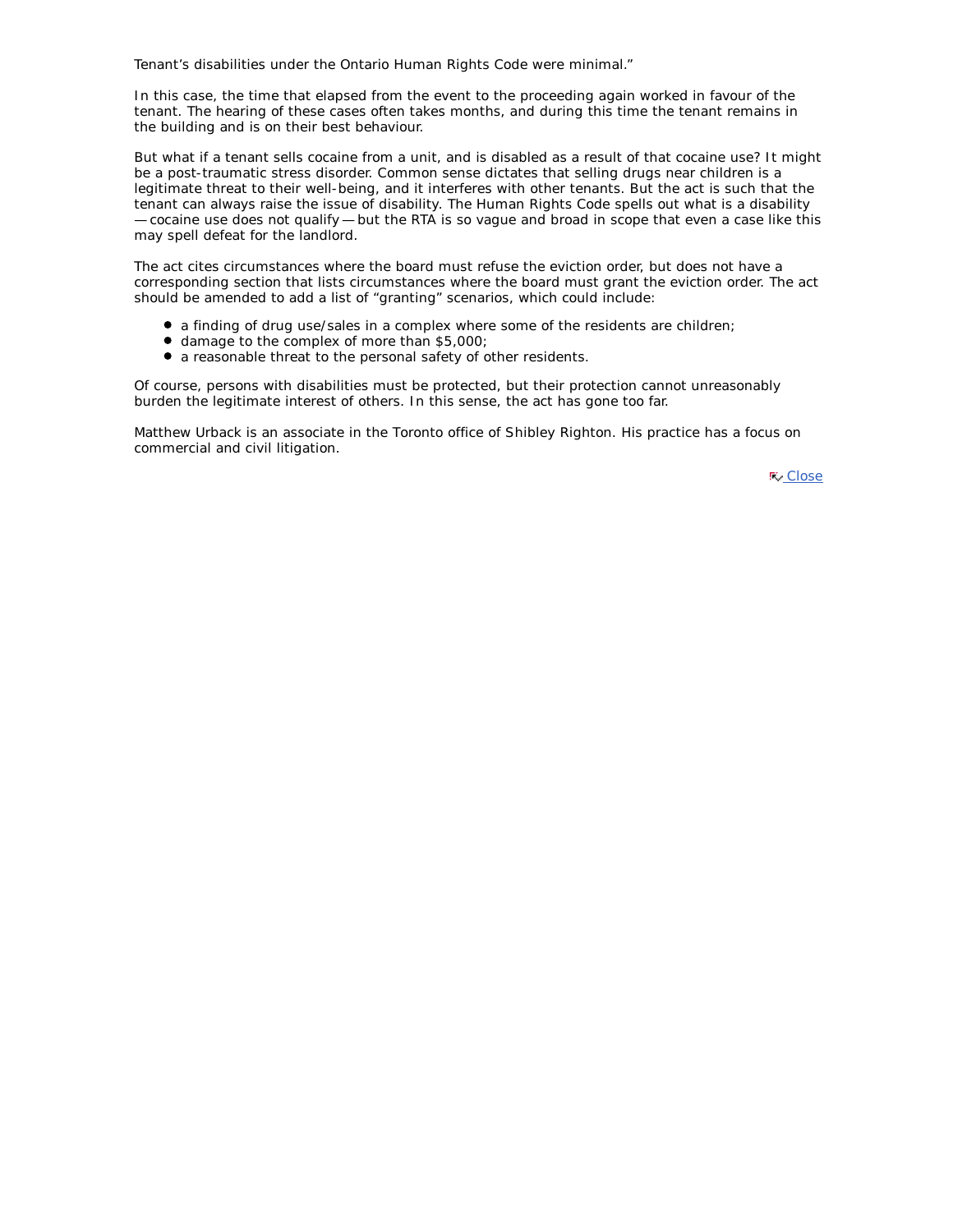Tenant's disabilities under the Ontario Human Rights Code were minimal."

In this case, the time that elapsed from the event to the proceeding again worked in favour of the tenant. The hearing of these cases often takes months, and during this time the tenant remains in the building and is on their best behaviour.

But what if a tenant sells cocaine from a unit, and is disabled as a result of that cocaine use? It might be a post-traumatic stress disorder. Common sense dictates that selling drugs near children is a legitimate threat to their well-being, and it interferes with other tenants. But the act is such that the tenant can always raise the issue of disability. The Human Rights Code spells out what is a disability — cocaine use does not qualify — but the RTA is so vague and broad in scope that even a case like this may spell defeat for the landlord.

The act cites circumstances where the board must refuse the eviction order, but does not have a corresponding section that lists circumstances where the board must grant the eviction order. The act should be amended to add a list of "granting" scenarios, which could include:

- a finding of drug use/sales in a complex where some of the residents are children;
- damage to the complex of more than $5,000;
- a reasonable threat to the personal safety of other residents.

Of course, persons with disabilities must be protected, but their protection cannot unreasonably burden the legitimate interest of others. In this sense, the act has gone too far.

Matthew Urback is an associate in the Toronto office of Shibley Righton. His practice has a focus on commercial and civil litigation.

Close